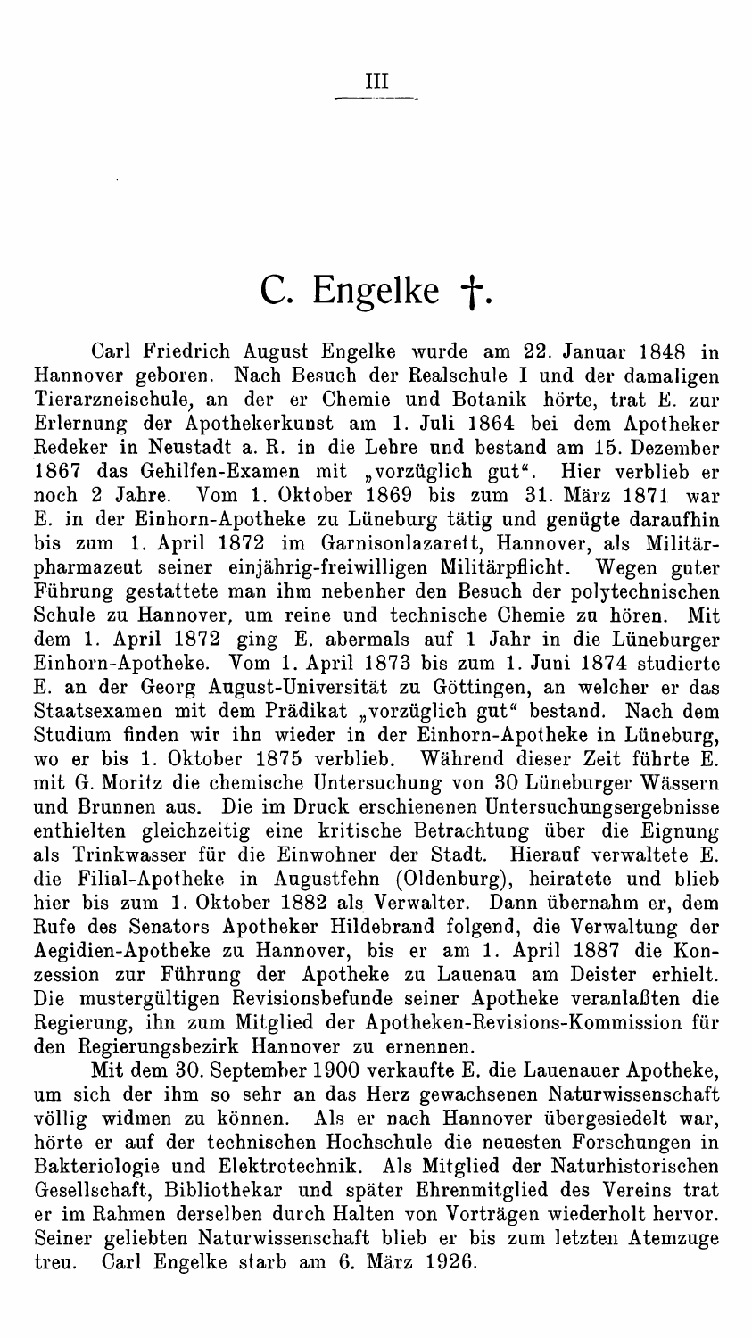# C. Engelke †.

Carl Friedrich August Engelke wurde am 22. Januar 1848 in Hannover geboren. Nach Besuch der Realschule I und der damaligen Tierarzneischule, an der er Chemie und Botanik hörte, trat E. zur Erlernung der Apothekerkunst am 1. Juli 1864 bei dem Apotheker Redeker in Neustadt a. R. in die Lehre und bestand am 15. Dezember 1867 das Gehilfen-Examen mit „vorzüglich gut“. Hier verblieb er noch 2 Jahre. Vom 1. Oktober 1869 bis zum 31. März 1871 war E. in der Einhorn-Apotheke zu Lüneburg tätig und genügte daraufhin bis zum 1. April 1872 im Garnisonlazarett, Hannover, als Militärpharmazeut seiner einjährig-freiwilligen Militärpflicht. Wegen guter Führung gestattete man ihm nebenher den Besuch der polytechnischen Schule zu Hannover, um reine und technische Chemie zu hören. Mit dem 1. April 1872 ging E. abermals auf 1 Jahr in die Lüneburger Einhorn-Apotheke. Vom 1. April 1873 bis zum 1. Juni 1874 studierte E. an der Georg August-Universität zu Göttingen, an welcher er das Staatsexamen mit dem Prädikat „vorzüglich gut“ bestand. Nach dem Studium finden wir ihn wieder in der Einhorn-Apotheke in Lüneburg, wo er bis 1. Oktober 1875 verblieb. Während dieser Zeit führte E. mit G. Moritz die chemische Untersuchung von 30 Lüneburger Wässern und Brunnen aus. Die im Druck erschienenen Untersuchungsergebnisse enthielten gleichzeitig eine kritische Betrachtung über die Eignung als Trinkwasser für die Einwohner der Stadt. Hierauf verwaltete E. die Filial-Apotheke in Augustfehn (Oldenburg), heiratete und blieb hier bis zum 1. Oktober 1882 als Verwalter. Dann übernahm er, dem Rufe des Senators Apotheker Hildebrand folgend, die Verwaltung der Aegidien-Apotheke zu Hannover, bis er am 1. April 1887 die Konzession zur Führung der Apotheke zu Lauenau am Deister erhielt. Die mustergültigen Revisionsbefunde seiner Apotheke veranlaßten die Regierung, ihn zum Mitglied der Apotheken-Revisions-Kommission für den Regierungsbezirk Hannover zu ernennen.

Mit dem 30. September 1900 verkaufte E. die Lauenauer Apotheke, um sich der ihm so sehr an das Herz gewachsenen Naturwissenschaft völlig widmen zu können. Als er nach Hannover übergesiedelt war, hörte er auf der technischen Hochschule die neuesten Forschungen in Bakteriologie und Elektrotechnik. Als Mitglied der Naturhistorischen Gesellschaft, Bibliothekar und später Ehrenmitglied des Vereins trat er im Rahmen derselben durch Halten von Vorträgen wiederholt hervor. Seiner geliebten Naturwissenschaft blieb er bis zum letzten Atemzuge treu. Carl Engelke starb am 6. März 1926.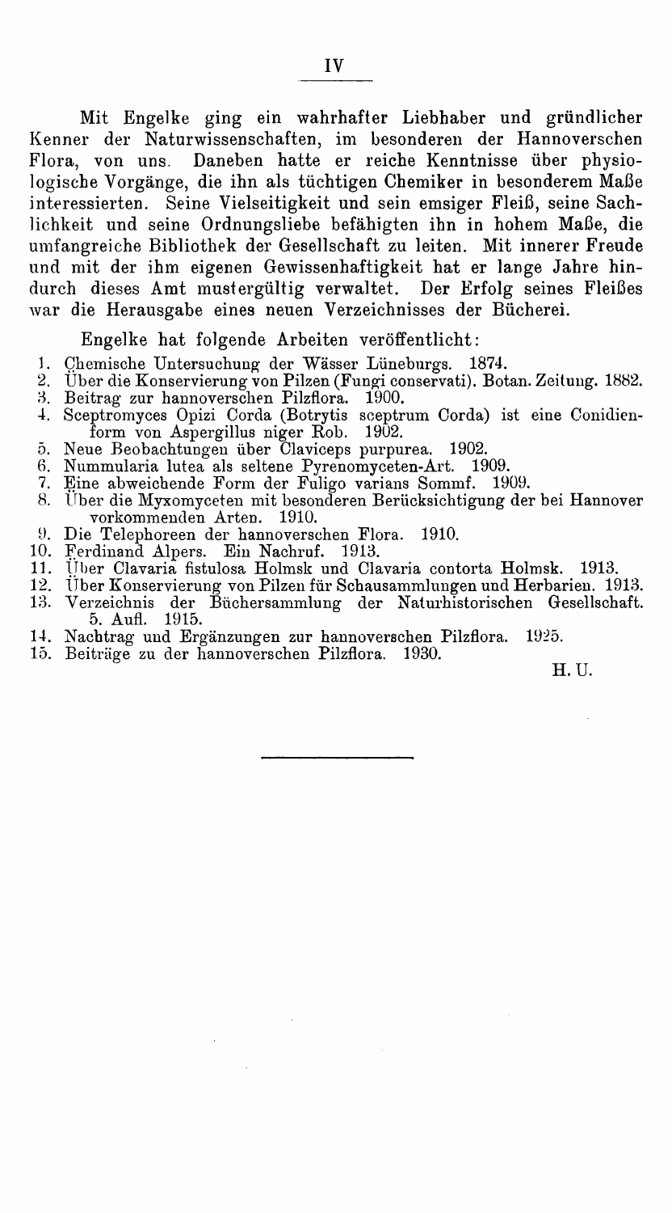Mit Engelke ging ein wahrhafter Liebhaber und gründlicher Kenner der Naturwissenschaften, im besonderen der Hannoverschen Flora, von uns. Daneben hatte er reiche Kenntnisse über physiologische Vorgänge, die ihn als tüchtigen Chemiker in besonderem Maße interessierten. Seine Vielseitigkeit und sein emsiger Fleiß, seine Sachlichkeit und seine Ordnungsliebe befähigten ihn in hohem Maße, die umfangreiche Bibliothek der Gesellschaft zu leiten. Mit innerer Freude und mit der ihm eigenen Gewissenhaftigkeit hat er lange Jahre hindurch dieses Amt mustergültig verwaltet. Der Erfolg seines Fleißes war die Herausgabe eines neuen Verzeichnisses der Bücherei.

Engelke hat folgende Arbeiten veröffentlicht:

1. Chemische Untersuchung der Wässer Lüneburgs. 1874.
2. Über die Konservierung von Pilzen (Fungi conservati). Botan. Zeitung. 1882.
3. Beitrag zur hannoverschen Pilzflora. 1900.
4. Sceptromyces Opizi Corda (Botrytis sceptrum Corda) ist eine Conidienform von Aspergillus niger Rob. 1902.
5. Neue Beobachtungen über Claviceps purpurea. 1902.
6. Nummularia lutea als seltene Pyrenomyceten-Art. 1909.
7. Eine abweichende Form der Fuligo varians Sommf. 1909.
8. Über die Myxomyceten mit besonderen Berücksichtigung der bei Hannover vorkommenden Arten. 1910.
9. Die Telephoreen der hannoverschen Flora. 1910.
10. Ferdinand Alpers. Ein Nachruf. 1913.
11. Über Clavaria fistulosa Holmsk und Clavaria contorta Holmsk. 1913.
12. Über Konservierung von Pilzen für Schausammlungen und Herbarien. 1913.
13. Verzeichnis der Büchersammlung der Naturhistorischen Gesellschaft. 5. Aufl. 1915.
14. Nachtrag und Ergänzungen zur hannoverschen Pilzflora. 1925.
15. Beiträge zu der hannoverschen Pilzflora. 1930.

H. U.